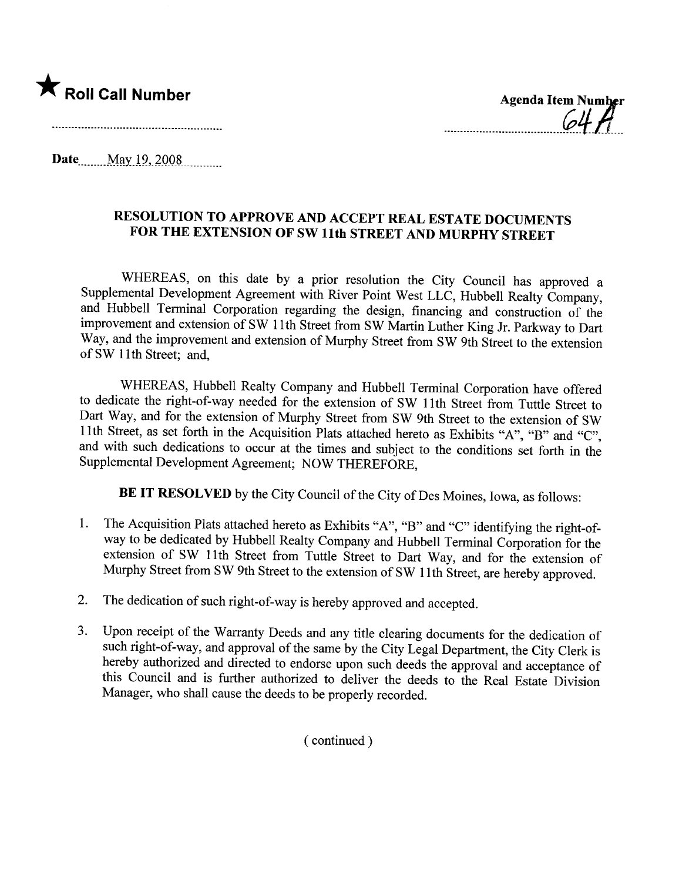★ **Roll Call Number**

**Agenda Item Number**
64A

**Date** May 19, 2008

## RESOLUTION TO APPROVE AND ACCEPT REAL ESTATE DOCUMENTS FOR THE EXTENSION OF SW 11th STREET AND MURPHY STREET

WHEREAS, on this date by a prior resolution the City Council has approved a Supplemental Development Agreement with River Point West LLC, Hubbell Realty Company, and Hubbell Terminal Corporation regarding the design, financing and construction of the improvement and extension of SW 11th Street from SW Martin Luther King Jr. Parkway to Dart Way, and the improvement and extension of Murphy Street from SW 9th Street to the extension of SW 11th Street; and,

WHEREAS, Hubbell Realty Company and Hubbell Terminal Corporation have offered to dedicate the right-of-way needed for the extension of SW 11th Street from Tuttle Street to Dart Way, and for the extension of Murphy Street from SW 9th Street to the extension of SW 11th Street, as set forth in the Acquisition Plats attached hereto as Exhibits "A", "B" and "C", and with such dedications to occur at the times and subject to the conditions set forth in the Supplemental Development Agreement; NOW THEREFORE,

**BE IT RESOLVED** by the City Council of the City of Des Moines, Iowa, as follows:

1. The Acquisition Plats attached hereto as Exhibits "A", "B" and "C" identifying the right-of-way to be dedicated by Hubbell Realty Company and Hubbell Terminal Corporation for the extension of SW 11th Street from Tuttle Street to Dart Way, and for the extension of Murphy Street from SW 9th Street to the extension of SW 11th Street, are hereby approved.

2. The dedication of such right-of-way is hereby approved and accepted.

3. Upon receipt of the Warranty Deeds and any title clearing documents for the dedication of such right-of-way, and approval of the same by the City Legal Department, the City Clerk is hereby authorized and directed to endorse upon such deeds the approval and acceptance of this Council and is further authorized to deliver the deeds to the Real Estate Division Manager, who shall cause the deeds to be properly recorded.

( continued )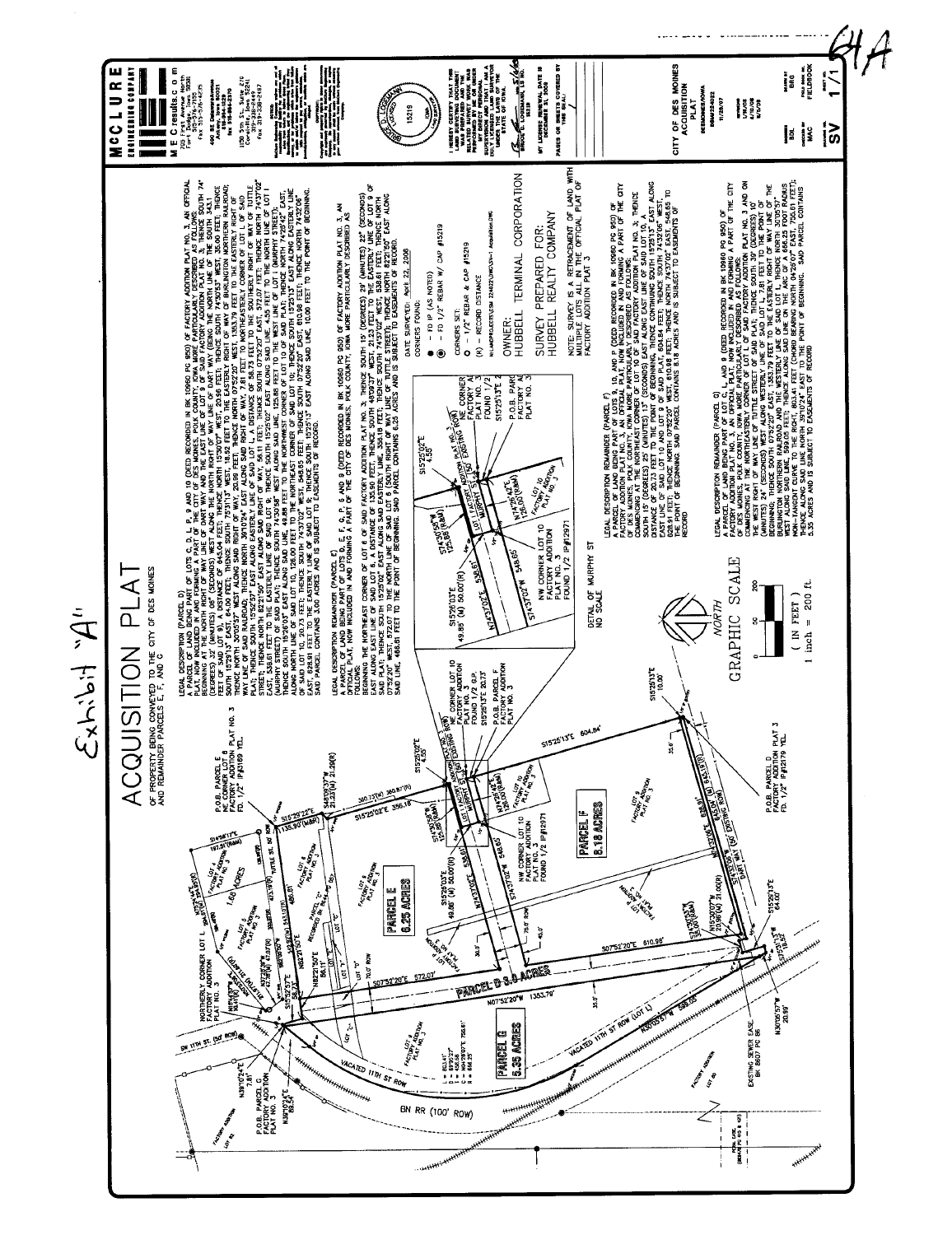Exhibit "A"

64A

# ACQUISITION PLAT

OF PROPERTY BEING CONVEYED TO THE CITY OF DES MOINES AND REMAINDER PARCELS E, F, AND G

PARCEL D 3.0 ACRES

PARCEL E 6.25 ACRES

PARCEL F 8.18 ACRES

PARCEL G 5.35 ACRES

## LEGAL DESCRIPTION (PARCEL D)

A PARCEL OF LAND BEING PART OF LOTS C, D, L, P, 9 AND 10 (DEED RECORDED IN BK 10960 PG 950) OF FACTORY ADDITION PLAT NO. 3, AN OFFICIAL PLAT, NOW INCLUDED IN AND FORMING A PART OF THE CITY OF DES MOINES, POLK COUNTY, IOWA MORE PARTICULARLY DESCRIBED AS FOLLOWS: BEGINNING AT THE NORTH RIGHT OF WAY LINE OF DART WAY AND THE EAST LINE OF LOT 9 OF SAID FACTORY ADDITION PLAT NO. 3; THENCE SOUTH 74° (DEGREES) 32' (MINUTES) 06" (SECONDS) WEST ALONG THE NORTH RIGHT OF WAY LINE OF DART WAY (BEING THE NORTH LINE OF THE SOUTH 34.0 FEET OF LOT 9), A DISTANCE OF 645.64 FEET; THENCE NORTH 15°30'07" WEST, 20.98 FEET; THENCE SOUTH 74°32'06" WEST, 35.00 FEET; THENCE SOUTH 15°25'13" EAST, 64.00 FEET; THENCE SOUTH 75°31'13" WEST, 18.52 FEET TO THE EASTERLY RIGHT OF WAY OF BURLINGTON NORTHERN RAILROAD; THENCE NORTH 30°05'57" WEST ALONG SAID RAILROAD RIGHT OF WAY, 20.99 FEET; THENCE NORTH 07°52'20" WEST, 1353.79 FEET TO THE EASTERLY RIGHT OF WAY LINE OF SAID RAILROAD; THENCE NORTH 39°10'24" EAST ALONG SAID RIGHT OF WAY, 69.54 FEET TO NORTHEASTERLY CORNER OF LOT L OF SAID PLAT; THENCE SOUTH 15°50'17" EAST ALONG EASTERLY LINE OF SAID LOT L, A DISTANCE OF 56.73 FEET TO THE SOUTHERLY RIGHT OF WAY OF TUTTLE STREET; THENCE NORTH 82°21'50" EAST ALONG SAID RIGHT OF WAY, 56.11 FEET; THENCE SOUTH 07°52'20" EAST, 572.07 FEET; THENCE NORTH 74°37'02" EAST, 538.61 FEET TO THE EASTERLY LINE OF SAID LOT 9; THENCE SOUTH 15°25'02" EAST ALONG SAID LINE, 4.55 FEET TO THE NORTH LINE OF LOT P (MURPHY STREET); THENCE SOUTH 15°26'03" EAST ALONG SAID LINE, 49.88 FEET TO THE NORTHWEST CORNER OF LOT 10 OF SAID PLAT; THENCE NORTH 74°35'42" EAST, ALONG NORTH LINE OF SAID LOT 10, 126.00 FEET TO THE NORTHEAST CORNER OF LOT 10; THENCE SOUTH 15°25'13" EAST ALONG EASTERLY LINE OF SAID LOT 10, 20.73 FEET; THENCE SOUTH 74°37'02" WEST, 548.65 FEET; THENCE SOUTH 07°52'20" EAST, 610.98 FEET; THENCE NORTH 74°32'06" EAST, 628.91 FEET TO THE EASTERLY LINE OF LOT 9; THENCE SOUTH 15°25'13" EAST ALONG SAID LINE, 10.00 FEET TO THE POINT OF BEGINNING. SAID PARCEL CONTAINS 3.00 ACRES AND IS SUBJECT TO EASEMENTS OF RECORD.

## LEGAL DESCRIPTION REMAINDER (PARCEL E)

A PARCEL OF LAND BEING PART OF LOTS D, E, F, G, P, 5 AND 9 (DEED RECORDED IN BK 10960 PG 950) OF FACTORY ADDITION PLAT NO. 3, AN OFFICIAL PLAT, NOW INCLUDED IN AND FORMING A PART OF THE CITY OF DES MOINES, POLK COUNTY, IOWA MORE PARTICULARLY DESCRIBED AS FOLLOWS: BEGINNING AT THE NORTHEAST CORNER OF LOT 6 OF SAID FACTORY ADDITION PLAT NO. 3; THENCE SOUTH 15° (DEGREES) 29' (MINUTES) 22" (SECONDS) EAST ALONG EAST LINE OF SAID LOT 6, A DISTANCE OF 135.90 FEET; THENCE SOUTH 48°09'37" WEST, 21.23 FEET TO THE EASTERLY LINE OF LOT 9 OF SAID PLAT; THENCE SOUTH 15°25'02" EAST ALONG SAID EASTERLY LINE, 356.18 FEET; THENCE SOUTH 74°37'02" WEST, 538.61 FEET; THENCE NORTH 07°52'20" WEST, 572.07 FEET TO THE NORTH LINE OF SAID LOT 9 (SOUTH RIGHT OF WAY OF TUTTLE STREET); THENCE NORTH 82°21'50" EAST ALONG SAID LINE, 486.81 FEET TO THE POINT OF BEGINNING. SAID PARCEL CONTAINS 6.25 ACRES AND IS SUBJECT TO EASEMENTS OF RECORD.

## LEGAL DESCRIPTION REMAINDER (PARCEL F)

A PARCEL OF LAND BEING PART OF LOTS 9, 10, AND P (DEED RECORDED IN BK 10960 PG 950) OF FACTORY ADDITION PLAT NO. 3, AN OFFICIAL PLAT, NOW INCLUDED IN AND FORMING A PART OF THE CITY OF DES MOINES, POLK COUNTY, IOWA MORE PARTICULARLY DESCRIBED AS FOLLOWS: COMMENCING AT THE NORTHEAST CORNER OF LOT 10 OF SAID FACTORY ADDITION PLAT NO. 3, THENCE SOUTH 15° (DEGREES) 25' (MINUTES) 13" (SECONDS) EAST ALONG THE EAST LINE OF SAID LOT 10, A DISTANCE OF 20.73 FEET TO THE POINT OF BEGINNING; THENCE CONTINUING SOUTH 15°25'13" EAST ALONG EAST LINE OF SAID LOT 10 AND LOT 9 OF SAID PLAT, 604.84 FEET; THENCE SOUTH 74°32'06" WEST, 628.91 FEET; THENCE NORTH 07°52'20" WEST, 610.98 FEET; THENCE NORTH 74°37'02" EAST, 548.65 TO THE POINT OF BEGINNING. SAID PARCEL CONTAINS 8.18 ACRES AND IS SUBJECT TO EASEMENTS OF RECORD

## LEGAL DESCRIPTION REMAINDER (PARCEL G)

A PARCEL OF LAND BEING PART OF LOT C, L, AND 9 (DEED RECORDED IN BK 10960 PG 950) OF FACTORY ADDITION PLAT NO. 3, AN OFFICIAL PLAT, NOW INCLUDED IN AND FORMING A PART OF THE CITY OF DES MOINES, POLK COUNTY, IOWA MORE PARTICULARLY DESCRIBED AS FOLLOWS: COMMENCING AT THE NORTHWESTERLY CORNER OF LOT L OF SAID FACTORY ADDITION PLAT NO. 3 AND ON THE WEST RIGHT OF WAY LINE OF TUTTLE STREET OF SAID PLAT; THENCE SOUTH 39° (DEGREES) 10' (MINUTES) 24" (SECONDS) WEST ALONG WESTERLY LINE OF SAID LOT L, 7.81 FEET TO THE POINT OF BEGINNING; THENCE SOUTH 07°52'20" EAST, 1353.79 FEET TO THE EASTERLY RIGHT OF WAY OF THE BURLINGTON NORTHERN RAILROAD AND THE WESTERLY LINE OF SAID LOT L; THENCE NORTH 30°05'57" WEST ALONG SAID LINE, 599.05 FEET; THENCE ALONG SAID LINE ON THE ARC OF A 666.25 FOOT RADIUS NON-TANGENT CURVE TO THE RIGHT, 803.44 FEET (CHORD BEARING NORTH 04°28'07" EAST, 755.61 FEET); THENCE ALONG SAID LINE NORTH 39°10'24" EAST TO THE POINT OF BEGINNING. SAID PARCEL CONTAINS 5.35 ACRES AND IS SUBJECT TO EASEMENTS OF RECORD

DETAIL OF MURPHY ST
NO SCALE

GRAPHIC SCALE
( IN FEET )
1 inch = 200 ft.

DATE SURVEYED: April 22, 2008

CORNERS FOUND:
- FD IP (AS NOTED)
- FD 1/2" REBAR W/ CAP #15219

CORNERS SET:
- 1/2" REBAR & CAP #15219

(R) – RECORD DISTANCE

OWNER:
HUBBELL TERMINAL CORPORATION

SURVEY PREPARED FOR:
HUBBELL REALTY COMPANY

NOTE: SURVEY IS A RETRACEMENT OF LAND WITH MULTIPLE LOTS ALL IN THE OFFICIAL PLAT OF FACTORY ADDITION PLAT 3

McCLURE ENGINEERING COMPANY
MECresults.com

I HEREBY CERTIFY THAT THIS LAND SURVEYING DOCUMENT WAS PREPARED AND THE RELATED SURVEY WORK WAS PERFORMED BY ME OR UNDER MY DIRECT PERSONAL SUPERVISION AND THAT I AM A DULY LICENSED LAND SURVEYOR UNDER THE LAWS OF THE STATE OF IOWA.

BRUCE D. LOSSMANN, LS NO. 15219

MY LICENSE RENEWAL DATE IS DECEMBER 31, 2009

PAGES OR SHEETS COVERED BY THIS SEAL:

CITY OF DES MOINES
ACQUISITION PLAT
DES MOINES/IOWA

SV 1/1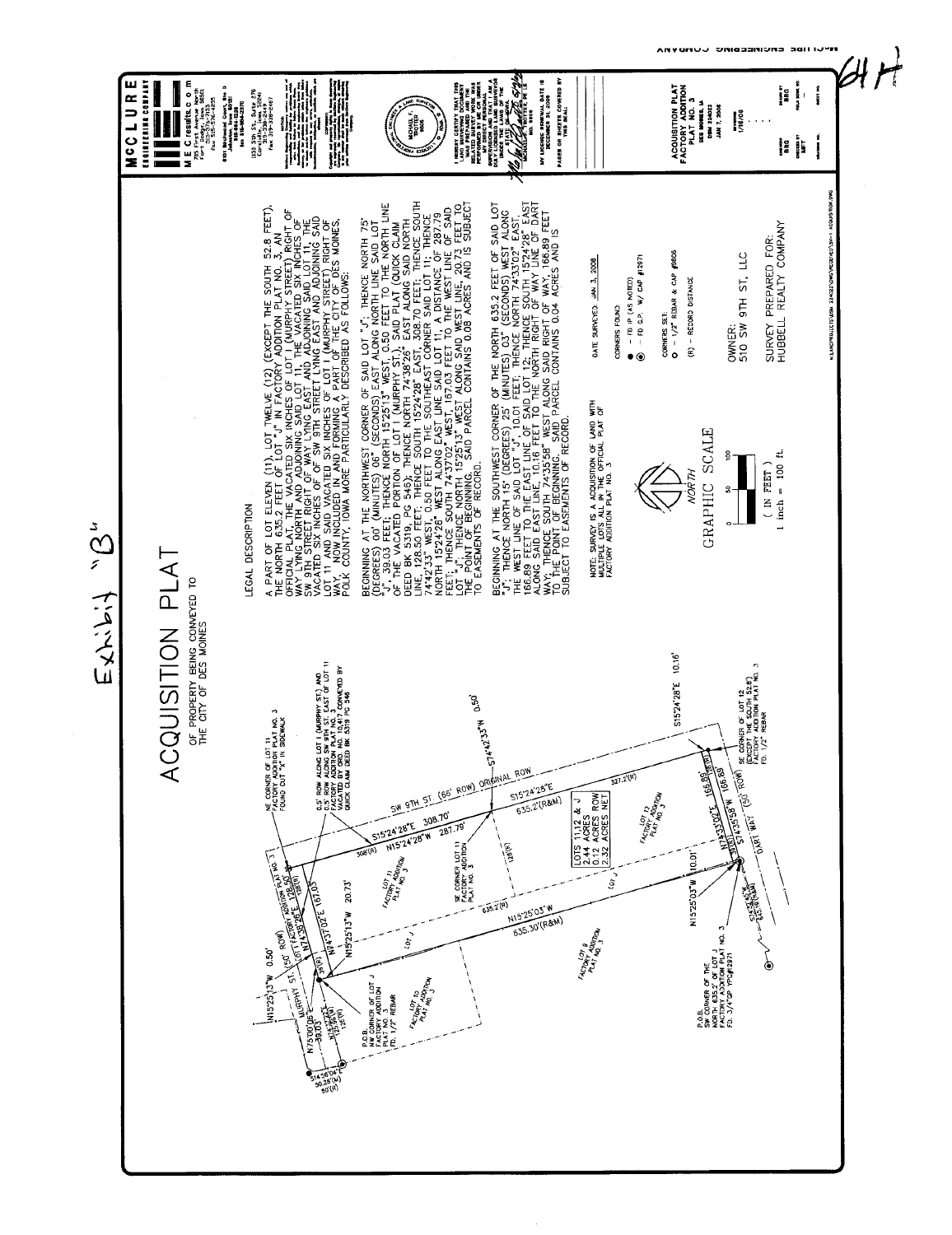Exhibit "B"

# ACQUISITION PLAT

OF PROPERTY BEING CONVEYED TO THE CITY OF DES MOINES

## LEGAL DESCRIPTION

A PART OF LOT ELEVEN (11), LOT TWELVE (12) (EXCEPT THE SOUTH 52.8 FEET), THE NORTH 635.2 FEET OF LOT "J" IN FACTORY ADDITION PLAT NO. 3, AN OFFICIAL PLAT, THE VACATED SIX INCHES OF LOT I (MURPHY STREET) RIGHT OF WAY LYING NORTH AND ADJOINING SAID LOT 11, THE VACATED SIX INCHES OF SW 9TH STREET RIGHT OF WAY LYING EAST AND ADJOINING SAID LOT 11, THE VACATED SIX INCHES OF OF SW 9TH STREET LYING EAST AND ADJOINING SAID LOT 11 AND SAID VACATED SIX INCHES OF LOT I (MURPHY STREET) RIGHT OF WAY, NOW INCLUDED IN AND FORMING A PART OF THE CITY OF DES MOINES, POLK COUNTY, IOWA MORE PARTICULARLY DESCRIBED AS FOLLOWS:

BEGINNING AT THE NORTHWEST CORNER OF SAID LOT "J"; THENCE NORTH 75° (DEGREES) 00' (MINUTES) 06" (SECONDS) EAST ALONG NORTH LINE SAID LOT "J", 39.03 FEET; THENCE NORTH 15°25'13" WEST, 0.50 FEET TO THE NORTH LINE OF THE VACATED PORTION OF LOT I (MURPHY ST), SAID PLAT (QUICK CLAIM DEED BK 5319, PG 546); THENCE NORTH 74°38'26" EAST ALONG SAID NORTH LINE, 128.50 FEET; THENCE SOUTH 15°24'28" EAST, 308.70 FEET; THENCE SOUTH 74°42'33" WEST, 0.50 FEET TO THE SOUTHEAST CORNER SAID LOT 11; THENCE NORTH 15°24'28" WEST ALONG EAST LINE SAID LOT 11, A DISTANCE OF 287.79 FEET; THENCE SOUTH 74°37'02" WEST, 167.03 FEET TO THE WEST LINE OF SAID LOT "J"; THENCE NORTH 15°25'13" WEST ALONG SAID WEST LINE, 20.73 FEET TO THE POINT OF BEGINNING. SAID PARCEL CONTAINS 0.08 ACRES AND IS SUBJECT TO EASEMENTS OF RECORD.

BEGINNING AT THE SOUTHWEST CORNER OF THE NORTH 635.2 FEET OF SAID LOT "J"; THENCE NORTH 15° (DEGREES) 25' (MINUTES) 03" (SECONDS) WEST ALONG THE WEST LINE OF SAID LOT "J", 10.01 FEET; THENCE NORTH 74°33'02" EAST, 166.89 FEET TO THE EAST LINE OF SAID LOT 12; THENCE SOUTH 15°24'28" EAST ALONG SAID EAST LINE, 10.16 FEET TO THE NORTH RIGHT OF WAY LINE OF DART WAY; THENCE SOUTH 74°35'58" WEST ALONG SAID NORTH RIGHT OF WAY, 166.89 FEET TO THE POINT OF BEGINNING. SAID PARCEL CONTAINS 0.04 ACRES AND IS SUBJECT TO EASEMENTS OF RECORD.

NOTE: SURVEY IS A ACQUISITION OF LAND WITH MULTIPLE LOTS ALL IN THE OFFICIAL PLAT OF FACTORY ADDITION PLAT NO. 3

DATE SURVEYED: JAN 3, 2008

CORNERS FOUND:
- ● – FD IP (AS NOTED)
- ◉ – FD C.P. W/ CAP #12971

CORNERS SET:
- ○ – 1/2" REBAR & CAP #9606

(R) – RECORD DISTANCE

OWNER:
510 SW 9TH ST, LLC

SURVEY PREPARED FOR:
HUBBELL REALTY COMPANY

NORTH

GRAPHIC SCALE

( IN FEET )
1 inch = 100 ft.

LOTS 11,12 & J
2.44 ACRES
0.12 ACRES ROW
2.32 ACRES NET

NE CORNER OF LOT 11 FACTORY ADDITION PLAT NO. 3 FOUND CUT "X" IN SIDEWALK

0.5' ROW ALONG LOT I (MURPHY ST) AND 0.5' ROW ALONG SW 9TH ST. EAST OF LOT 11 FACTORY ADDITION PLAT NO. 3 VACATED BY ORD. NO. 10,417 CONVEYED BY QUICK CLAIM DEED BK 5319 PG 546

P.O.B. NW CORNER OF LOT J FACTORY ADDITION PLAT NO. 3 FD. 1/2" REBAR

SE CORNER OF LOT 11 FACTORY ADDITION PLAT NO. 3

SE CORNER OF LOT 12 (EXCEPT THE SOUTH 52.8') FACTORY ADDITION PLAT NO. 3 FD. 1/2" REBAR

P.O.B. SW CORNER OF THE NORTH 635.2' OF LOT J FACTORY ADDITION PLAT NO. 3 FD. 3/4"GP YPC#12971

MURPHY ST. (50' ROW)

SW 9TH ST. (66' ROW) ORIGINAL ROW

DART WAY (50' ROW)

N15°25'13"W 0.50' — N75°00'06"E 39.03' — N74°38'26"E 128.50' — S15°24'28"E 308.70' — S74°42'33"W 0.50' — N15°24'28"W 287.79' — S74°37'02"W 167.03 — N15°25'13"W 20.73'

S15°24'28"E 635.2'(R&M) — N15°25'03"W 635.30'(R&M) — N15°25'03"W 10.01' — N74°33'02"E 166.89' — S15°24'28"E 10.16' — S74°35'58"W 166.89'

S14°56'04"E 50.28'(M) 50'(R)

I HEREBY CERTIFY THAT THIS LAND SURVEYING DOCUMENT WAS PREPARED AND THE RELATED SURVEY WORK WAS PERFORMED BY ME OR UNDER MY DIRECT PERSONAL SUPERVISION AND THAT I AM A DULY LICENSED LAND SURVEYOR UNDER THE LAWS OF THE STATE OF IOWA.

MICHAEL F. ROTTER, PE LS
NO. 9606

MY LICENSE RENEWAL DATE IS DECEMBER 31, 2009

PAGES OR SHEETS COVERED BY THIS SEAL:

**McCLURE ENGINEERING COMPANY**

MEC results.com

ACQUISITION PLAT
FACTORY ADDITION PLAT NO. 3
DES MOINES, IA
DSM 224022
JAN 7, 2008

REVISIONS: 1/16/08

ENGINEER: BRG
DRAWN BY: BRG
CHECKED BY: MFT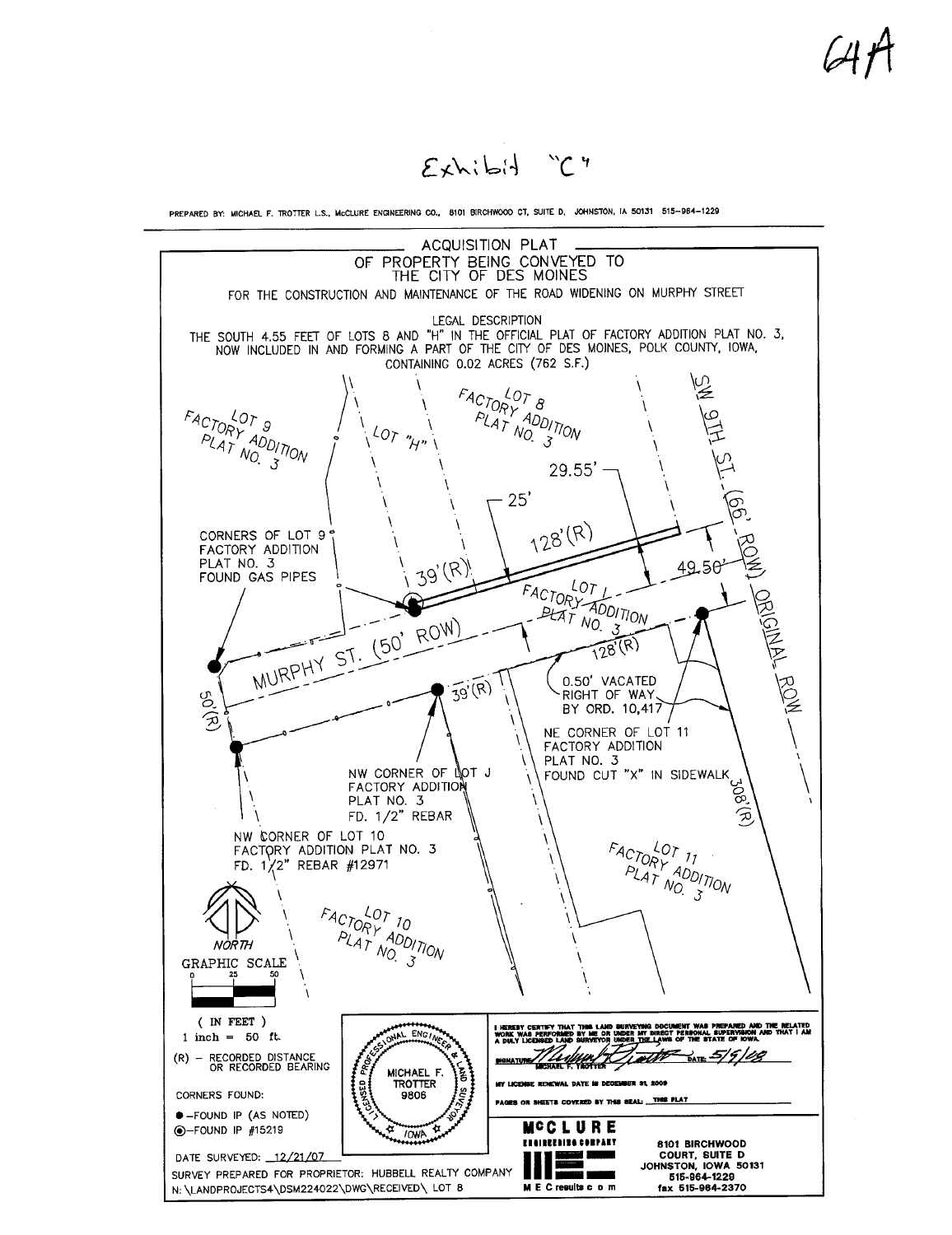64A

Exhibit "C"

PREPARED BY: MICHAEL F. TROTTER L.S., McCLURE ENGINEERING CO., 8101 BIRCHWOOD CT, SUITE D, JOHNSTON, IA 50131 515-964-1229

# ACQUISITION PLAT

## OF PROPERTY BEING CONVEYED TO THE CITY OF DES MOINES

FOR THE CONSTRUCTION AND MAINTENANCE OF THE ROAD WIDENING ON MURPHY STREET

LEGAL DESCRIPTION

THE SOUTH 4.55 FEET OF LOTS 8 AND "H" IN THE OFFICIAL PLAT OF FACTORY ADDITION PLAT NO. 3, NOW INCLUDED IN AND FORMING A PART OF THE CITY OF DES MOINES, POLK COUNTY, IOWA, CONTAINING 0.02 ACRES (762 S.F.)

LOT 8 FACTORY ADDITION PLAT NO. 3

LOT 9 FACTORY ADDITION PLAT NO. 3

LOT "H"

SW 9TH ST. (66' ROW) ORIGINAL ROW

29.55'

25'

128'(R)

39'(R)

49.50'

CORNERS OF LOT 9 FACTORY ADDITION PLAT NO. 3 FOUND GAS PIPES

LOT I FACTORY ADDITION PLAT NO. 3

MURPHY ST. (50' ROW)

128'(R)

50'(R)

39'(R)

0.50' VACATED RIGHT OF WAY BY ORD. 10,417

NE CORNER OF LOT 11 FACTORY ADDITION PLAT NO. 3 FOUND CUT "X" IN SIDEWALK

308'(R)

NW CORNER OF LOT J FACTORY ADDITION PLAT NO. 3 FD. 1/2" REBAR

NW CORNER OF LOT 10 FACTORY ADDITION PLAT NO. 3 FD. 1/2" REBAR #12971

LOT 11 FACTORY ADDITION PLAT NO. 3

LOT 10 FACTORY ADDITION PLAT NO. 3

NORTH

GRAPHIC SCALE

0 25 50

( IN FEET )

1 inch = 50 ft.

(R) – RECORDED DISTANCE OR RECORDED BEARING

CORNERS FOUND:

● – FOUND IP (AS NOTED)

◉ – FOUND IP #15219

DATE SURVEYED: 12/21/07

SURVEY PREPARED FOR PROPRIETOR: HUBBELL REALTY COMPANY

N: \LANDPROJECTS4\DSM224022\DWG\RECEIVED\ LOT 8

LICENSED PROFESSIONAL ENGINEER & LAND SURVEYOR MICHAEL F. TROTTER 9806 IOWA

I HEREBY CERTIFY THAT THIS LAND SURVEYING DOCUMENT WAS PREPARED AND THE RELATED WORK WAS PERFORMED BY ME OR UNDER MY DIRECT PERSONAL SUPERVISION AND THAT I AM A DULY LICENSED LAND SURVEYOR UNDER THE LAWS OF THE STATE OF IOWA.

SIGNATURE: *[signature]* DATE: 5/9/08
MICHAEL F. TROTTER

MY LICENSE RENEWAL DATE IS DECEMBER 31, 2009

PAGES OR SHEETS COVERED BY THIS SEAL: THIS PLAT

McCLURE ENGINEERING COMPANY

M E C results c o m

8101 BIRCHWOOD COURT, SUITE D
JOHNSTON, IOWA 50131
515-964-1229
fax 515-964-2370